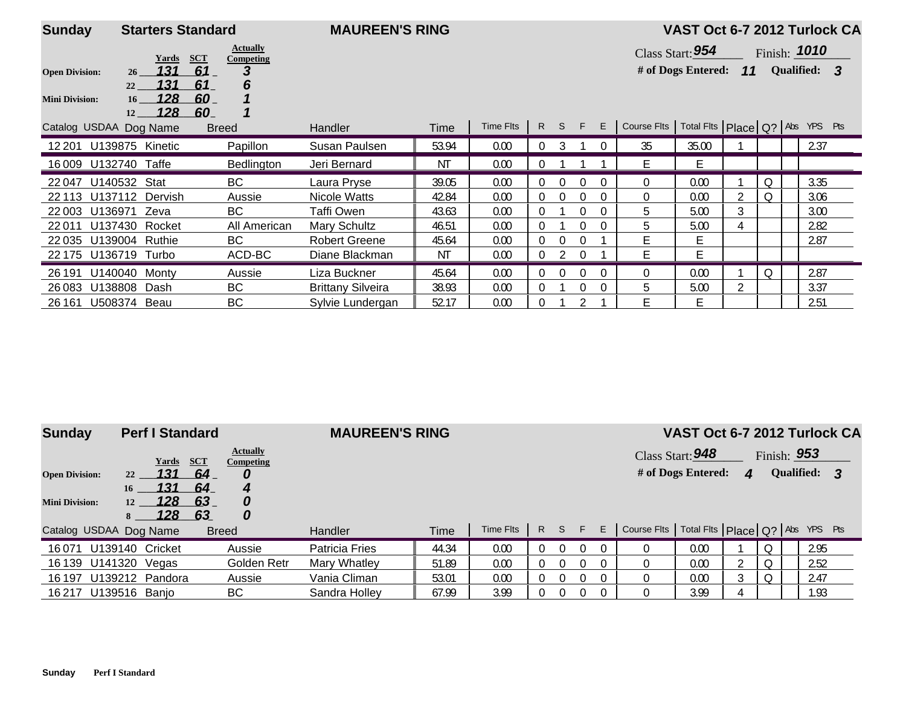## Sunday Starters Standard — MAUREEN'S RING — VAST Oct 6-7 2012 Turlock CA

| Division | Height | Yards | SCT | Actually Competing |
|---|---|---|---|---|
| Open Division: | 26 | 131 | 61 | 3 |
| | 22 | 131 | 61 | 6 |
| Mini Division: | 16 | 128 | 60 | 1 |
| | 12 | 128 | 60 | 1 |

Class Start: 954 Finish: 1010

# of Dogs Entered: 11 Qualified: 3

| Catalog | USDAA | Dog Name | Breed | Handler | Time | Time Flts | R | S | F | E | Course Flts | Total Flts | Place | Q? | Abs | YPS | Pts |
|---|---|---|---|---|---|---|---|---|---|---|---|---|---|---|---|---|---|
| 12 201 | U139875 | Kinetic | Papillon | Susan Paulsen | 53.94 | 0.00 | 0 | 3 | 1 | 0 | 35 | 35.00 | 1 | | | 2.37 | |
| 16 009 | U132740 | Taffe | Bedlington | Jeri Bernard | NT | 0.00 | 0 | 1 | 1 | 1 | E | E | | | | | |
| 22 047 | U140532 | Stat | BC | Laura Pryse | 39.05 | 0.00 | 0 | 0 | 0 | 0 | 0 | 0.00 | 1 | Q | | 3.35 | |
| 22 113 | U137112 | Dervish | Aussie | Nicole Watts | 42.84 | 0.00 | 0 | 0 | 0 | 0 | 0 | 0.00 | 2 | Q | | 3.06 | |
| 22 003 | U136971 | Zeva | BC | Taffi Owen | 43.63 | 0.00 | 0 | 1 | 0 | 0 | 5 | 5.00 | 3 | | | 3.00 | |
| 22 011 | U137430 | Rocket | All American | Mary Schultz | 46.51 | 0.00 | 0 | 1 | 0 | 0 | 5 | 5.00 | 4 | | | 2.82 | |
| 22 035 | U139004 | Ruthie | BC | Robert Greene | 45.64 | 0.00 | 0 | 0 | 0 | 1 | E | E | | | | 2.87 | |
| 22 175 | U136719 | Turbo | ACD-BC | Diane Blackman | NT | 0.00 | 0 | 2 | 0 | 1 | E | E | | | | | |
| 26 191 | U140040 | Monty | Aussie | Liza Buckner | 45.64 | 0.00 | 0 | 0 | 0 | 0 | 0 | 0.00 | 1 | Q | | 2.87 | |
| 26 083 | U138808 | Dash | BC | Brittany Silveira | 38.93 | 0.00 | 0 | 1 | 0 | 0 | 5 | 5.00 | 2 | | | 3.37 | |
| 26 161 | U508374 | Beau | BC | Sylvie Lundergan | 52.17 | 0.00 | 0 | 1 | 2 | 1 | E | E | | | | 2.51 | |

## Sunday Perf I Standard — MAUREEN'S RING — VAST Oct 6-7 2012 Turlock CA

| Division | Height | Yards | SCT | Actually Competing |
|---|---|---|---|---|
| Open Division: | 22 | 131 | 64 | 0 |
| | 16 | 131 | 64 | 4 |
| Mini Division: | 12 | 128 | 63 | 0 |
| | 8 | 128 | 63 | 0 |

Class Start: 948 Finish: 953

# of Dogs Entered: 4 Qualified: 3

| Catalog | USDAA | Dog Name | Breed | Handler | Time | Time Flts | R | S | F | E | Course Flts | Total Flts | Place | Q? | Abs | YPS | Pts |
|---|---|---|---|---|---|---|---|---|---|---|---|---|---|---|---|---|---|
| 16 071 | U139140 | Cricket | Aussie | Patricia Fries | 44.34 | 0.00 | 0 | 0 | 0 | 0 | 0 | 0.00 | 1 | Q | | 2.95 | |
| 16 139 | U141320 | Vegas | Golden Retr | Mary Whatley | 51.89 | 0.00 | 0 | 0 | 0 | 0 | 0 | 0.00 | 2 | Q | | 2.52 | |
| 16 197 | U139212 | Pandora | Aussie | Vania Climan | 53.01 | 0.00 | 0 | 0 | 0 | 0 | 0 | 0.00 | 3 | Q | | 2.47 | |
| 16 217 | U139516 | Banjo | BC | Sandra Holley | 67.99 | 3.99 | 0 | 0 | 0 | 0 | 0 | 3.99 | 4 | | | 1.93 | |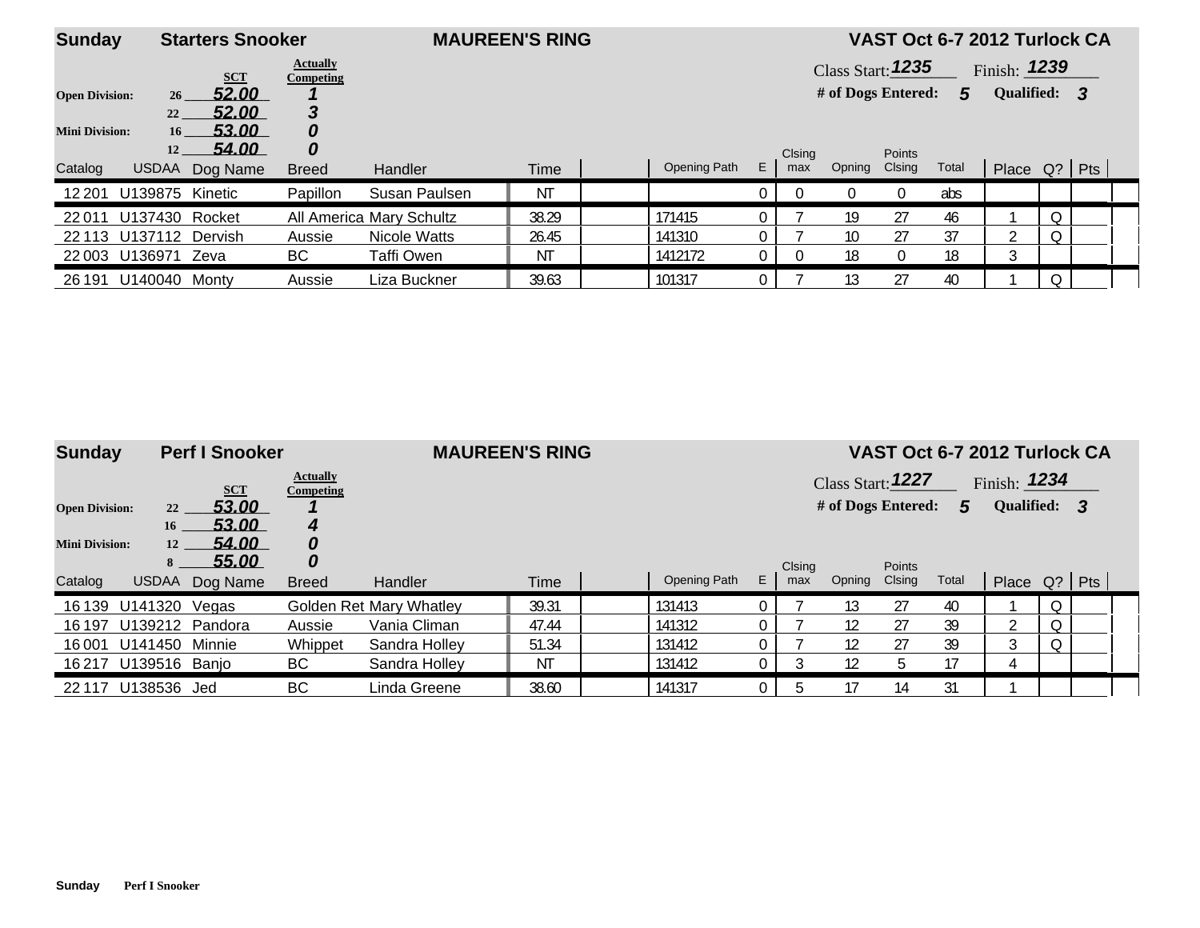## Sunday — Starters Snooker — MAUREEN'S RING — VAST Oct 6-7 2012 Turlock CA

Class Start: **1235** Finish: **1239**

\# of Dogs Entered: **5** Qualified: **3**

| Division | Height | SCT | Actually Competing |
|---|---|---|---|
| Open Division: | 26 | 52.00 | 1 |
| | 22 | 52.00 | 3 |
| Mini Division: | 16 | 53.00 | 0 |
| | 12 | 54.00 | 0 |

| Catalog | USDAA | Dog Name | Breed | Handler | Time | | Opening Path | E | Clsing max | Opning | Points Clsing | Total | Place | Q? | Pts |
|---|---|---|---|---|---|---|---|---|---|---|---|---|---|---|---|
| 12 201 | U139875 | Kinetic | Papillon | Susan Paulsen | NT | | | 0 | 0 | 0 | 0 | abs | | | |
| 22 011 | U137430 | Rocket | All America | Mary Schultz | 38.29 | | 171415 | 0 | 7 | 19 | 27 | 46 | 1 | Q | |
| 22 113 | U137112 | Dervish | Aussie | Nicole Watts | 26.45 | | 141310 | 0 | 7 | 10 | 27 | 37 | 2 | Q | |
| 22 003 | U136971 | Zeva | BC | Taffi Owen | NT | | 1412172 | 0 | 0 | 18 | 0 | 18 | 3 | | |
| 26 191 | U140040 | Monty | Aussie | Liza Buckner | 39.63 | | 101317 | 0 | 7 | 13 | 27 | 40 | 1 | Q | |

## Sunday — Perf I Snooker — MAUREEN'S RING — VAST Oct 6-7 2012 Turlock CA

Class Start: **1227** Finish: **1234**

\# of Dogs Entered: **5** Qualified: **3**

| Division | Height | SCT | Actually Competing |
|---|---|---|---|
| Open Division: | 22 | 53.00 | 1 |
| | 16 | 53.00 | 4 |
| Mini Division: | 12 | 54.00 | 0 |
| | 8 | 55.00 | 0 |

| Catalog | USDAA | Dog Name | Breed | Handler | Time | | Opening Path | E | Clsing max | Opning | Points Clsing | Total | Place | Q? | Pts |
|---|---|---|---|---|---|---|---|---|---|---|---|---|---|---|---|
| 16 139 | U141320 | Vegas | Golden Ret | Mary Whatley | 39.31 | | 131413 | 0 | 7 | 13 | 27 | 40 | 1 | Q | |
| 16 197 | U139212 | Pandora | Aussie | Vania Climan | 47.44 | | 141312 | 0 | 7 | 12 | 27 | 39 | 2 | Q | |
| 16 001 | U141450 | Minnie | Whippet | Sandra Holley | 51.34 | | 131412 | 0 | 7 | 12 | 27 | 39 | 3 | Q | |
| 16 217 | U139516 | Banjo | BC | Sandra Holley | NT | | 131412 | 0 | 3 | 12 | 5 | 17 | 4 | | |
| 22 117 | U138536 | Jed | BC | Linda Greene | 38.60 | | 141317 | 0 | 5 | 17 | 14 | 31 | 1 | | |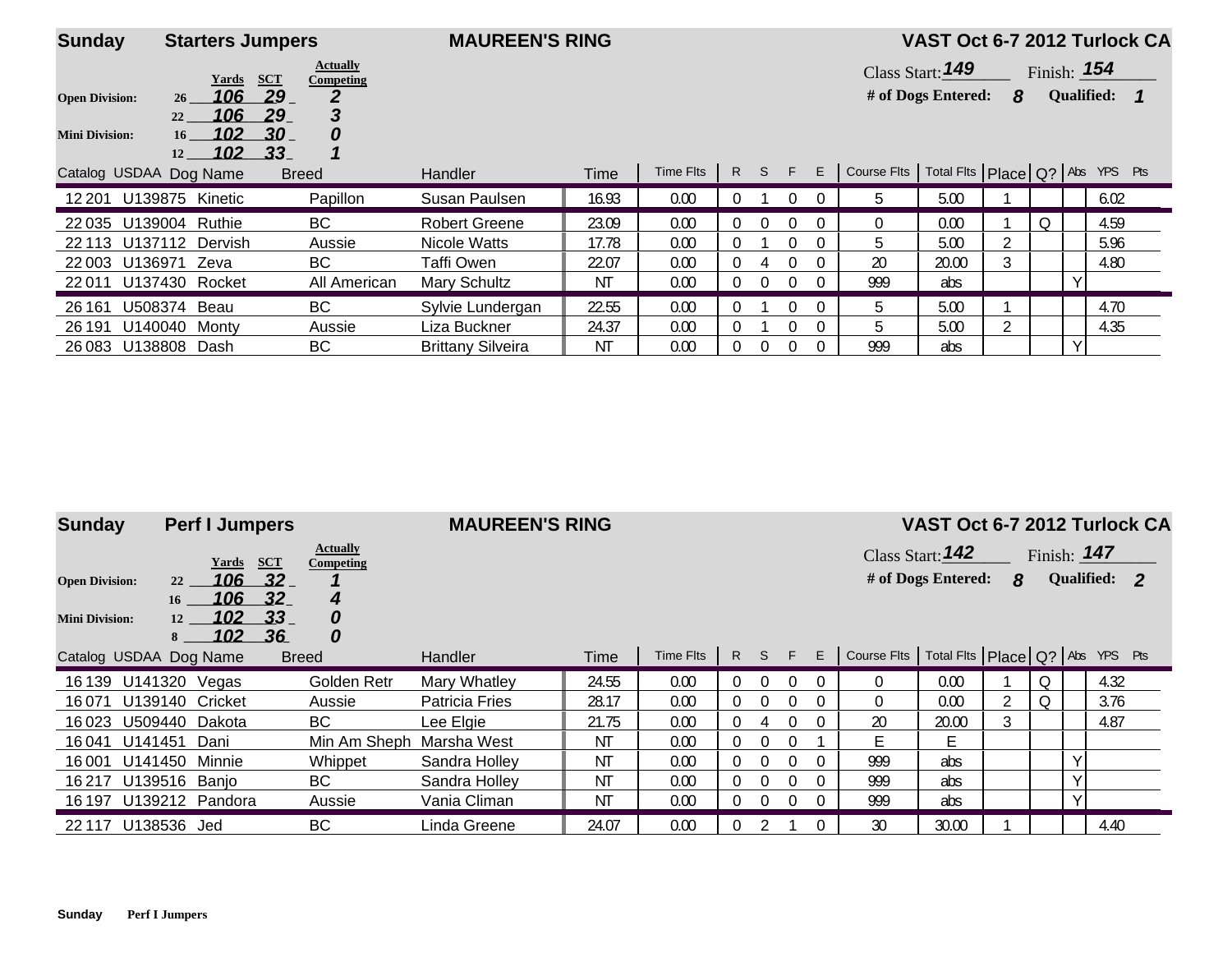**Sunday** **Starters Jumpers** **MAUREEN'S RING** **VAST Oct 6-7 2012 Turlock CA**

| | Yards | SCT | Actually Competing |
|---|---|---|---|
| **Open Division:** 26 | 106 | 29 | 2 |
| 22 | 106 | 29 | 3 |
| **Mini Division:** 16 | 102 | 30 | 0 |
| 12 | 102 | 33 | 1 |

Class Start: **149** Finish: **154**

**# of Dogs Entered: 8** **Qualified: 1**

| Catalog | USDAA | Dog Name | Breed | Handler | Time | Time Flts | R | S | F | E | Course Flts | Total Flts | Place | Q? | Abs | YPS | Pts |
|---|---|---|---|---|---|---|---|---|---|---|---|---|---|---|---|---|---|
| 12 201 | U139875 | Kinetic | Papillon | Susan Paulsen | 16.93 | 0.00 | 0 | 1 | 0 | 0 | 5 | 5.00 | 1 | | | 6.02 | |
| 22 035 | U139004 | Ruthie | BC | Robert Greene | 23.09 | 0.00 | 0 | 0 | 0 | 0 | 0 | 0.00 | 1 | Q | | 4.59 | |
| 22 113 | U137112 | Dervish | Aussie | Nicole Watts | 17.78 | 0.00 | 0 | 1 | 0 | 0 | 5 | 5.00 | 2 | | | 5.96 | |
| 22 003 | U136971 | Zeva | BC | Taffi Owen | 22.07 | 0.00 | 0 | 4 | 0 | 0 | 20 | 20.00 | 3 | | | 4.80 | |
| 22 011 | U137430 | Rocket | All American | Mary Schultz | NT | 0.00 | 0 | 0 | 0 | 0 | 999 | abs | | | Y | | |
| 26 161 | U508374 | Beau | BC | Sylvie Lundergan | 22.55 | 0.00 | 0 | 1 | 0 | 0 | 5 | 5.00 | 1 | | | 4.70 | |
| 26 191 | U140040 | Monty | Aussie | Liza Buckner | 24.37 | 0.00 | 0 | 1 | 0 | 0 | 5 | 5.00 | 2 | | | 4.35 | |
| 26 083 | U138808 | Dash | BC | Brittany Silveira | NT | 0.00 | 0 | 0 | 0 | 0 | 999 | abs | | | Y | | |

**Sunday** **Perf I Jumpers** **MAUREEN'S RING** **VAST Oct 6-7 2012 Turlock CA**

| | Yards | SCT | Actually Competing |
|---|---|---|---|
| **Open Division:** 22 | 106 | 32 | 1 |
| 16 | 106 | 32 | 4 |
| **Mini Division:** 12 | 102 | 33 | 0 |
| 8 | 102 | 36 | 0 |

Class Start: **142** Finish: **147**

**# of Dogs Entered: 8** **Qualified: 2**

| Catalog | USDAA | Dog Name | Breed | Handler | Time | Time Flts | R | S | F | E | Course Flts | Total Flts | Place | Q? | Abs | YPS | Pts |
|---|---|---|---|---|---|---|---|---|---|---|---|---|---|---|---|---|---|
| 16 139 | U141320 | Vegas | Golden Retr | Mary Whatley | 24.55 | 0.00 | 0 | 0 | 0 | 0 | 0 | 0.00 | 1 | Q | | 4.32 | |
| 16 071 | U139140 | Cricket | Aussie | Patricia Fries | 28.17 | 0.00 | 0 | 0 | 0 | 0 | 0 | 0.00 | 2 | Q | | 3.76 | |
| 16 023 | U509440 | Dakota | BC | Lee Elgie | 21.75 | 0.00 | 0 | 4 | 0 | 0 | 20 | 20.00 | 3 | | | 4.87 | |
| 16 041 | U141451 | Dani | Min Am Sheph | Marsha West | NT | 0.00 | 0 | 0 | 0 | 1 | E | E | | | | | |
| 16 001 | U141450 | Minnie | Whippet | Sandra Holley | NT | 0.00 | 0 | 0 | 0 | 0 | 999 | abs | | | Y | | |
| 16 217 | U139516 | Banjo | BC | Sandra Holley | NT | 0.00 | 0 | 0 | 0 | 0 | 999 | abs | | | Y | | |
| 16 197 | U139212 | Pandora | Aussie | Vania Climan | NT | 0.00 | 0 | 0 | 0 | 0 | 999 | abs | | | Y | | |
| 22 117 | U138536 | Jed | BC | Linda Greene | 24.07 | 0.00 | 0 | 2 | 1 | 0 | 30 | 30.00 | 1 | | | 4.40 | |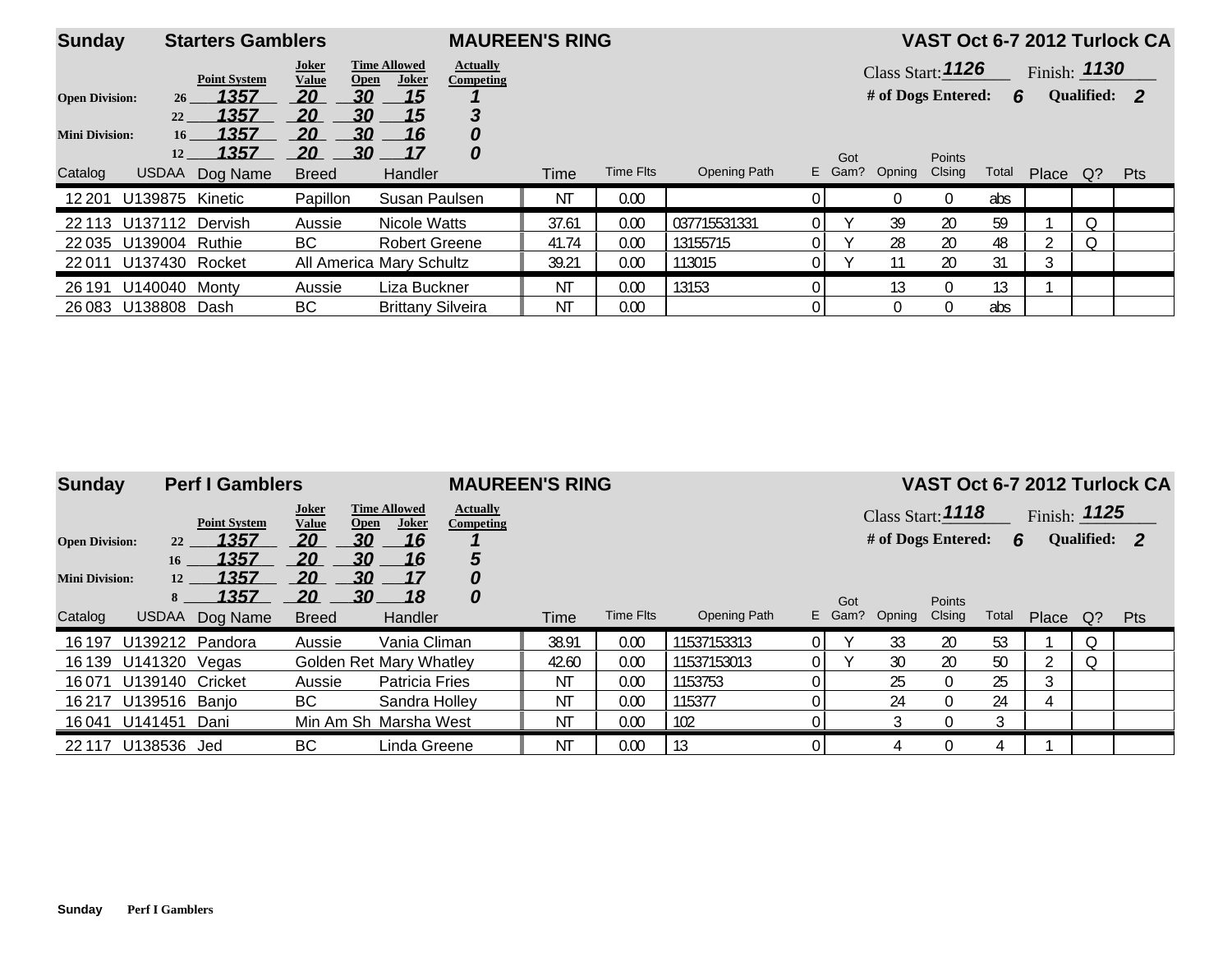**Sunday** **Starters Gamblers** **MAUREEN'S RING** **VAST Oct 6-7 2012 Turlock CA**

| | | Point System | Joker Value | Time Allowed Open | Time Allowed Joker | Actually Competing |
|---|---|---|---|---|---|---|
| Open Division: | 26 | 1357 | 20 | 30 | 15 | 1 |
| | 22 | 1357 | 20 | 30 | 15 | 3 |
| Mini Division: | 16 | 1357 | 20 | 30 | 16 | 0 |
| | 12 | 1357 | 20 | 30 | 17 | 0 |

Class Start: 1126 Finish: 1130

# of Dogs Entered: 6 Qualified: 2

| Catalog | USDAA | Dog Name | Breed | Handler | Time | Time Flts | Opening Path | E | Got Gam? | Opning | Points Clsing | Total | Place | Q? | Pts |
|---|---|---|---|---|---|---|---|---|---|---|---|---|---|---|---|
| 12 201 | U139875 | Kinetic | Papillon | Susan Paulsen | NT | 0.00 | | 0 | | 0 | 0 | abs | | | |
| 22 113 | U137112 | Dervish | Aussie | Nicole Watts | 37.61 | 0.00 | 037715531331 | 0 | Y | 39 | 20 | 59 | 1 | Q | |
| 22 035 | U139004 | Ruthie | BC | Robert Greene | 41.74 | 0.00 | 13155715 | 0 | Y | 28 | 20 | 48 | 2 | Q | |
| 22 011 | U137430 | Rocket | All America | Mary Schultz | 39.21 | 0.00 | 113015 | 0 | Y | 11 | 20 | 31 | 3 | | |
| 26 191 | U140040 | Monty | Aussie | Liza Buckner | NT | 0.00 | 13153 | 0 | | 13 | 0 | 13 | 1 | | |
| 26 083 | U138808 | Dash | BC | Brittany Silveira | NT | 0.00 | | 0 | | 0 | 0 | abs | | | |

**Sunday** **Perf I Gamblers** **MAUREEN'S RING** **VAST Oct 6-7 2012 Turlock CA**

| | | Point System | Joker Value | Time Allowed Open | Time Allowed Joker | Actually Competing |
|---|---|---|---|---|---|---|
| Open Division: | 22 | 1357 | 20 | 30 | 16 | 1 |
| | 16 | 1357 | 20 | 30 | 16 | 5 |
| Mini Division: | 12 | 1357 | 20 | 30 | 17 | 0 |
| | 8 | 1357 | 20 | 30 | 18 | 0 |

Class Start: 1118 Finish: 1125

# of Dogs Entered: 6 Qualified: 2

| Catalog | USDAA | Dog Name | Breed | Handler | Time | Time Flts | Opening Path | E | Got Gam? | Opning | Points Clsing | Total | Place | Q? | Pts |
|---|---|---|---|---|---|---|---|---|---|---|---|---|---|---|---|
| 16 197 | U139212 | Pandora | Aussie | Vania Climan | 38.91 | 0.00 | 11537153313 | 0 | Y | 33 | 20 | 53 | 1 | Q | |
| 16 139 | U141320 | Vegas | Golden Ret | Mary Whatley | 42.60 | 0.00 | 11537153013 | 0 | Y | 30 | 20 | 50 | 2 | Q | |
| 16 071 | U139140 | Cricket | Aussie | Patricia Fries | NT | 0.00 | 1153753 | 0 | | 25 | 0 | 25 | 3 | | |
| 16 217 | U139516 | Banjo | BC | Sandra Holley | NT | 0.00 | 115377 | 0 | | 24 | 0 | 24 | 4 | | |
| 16 041 | U141451 | Dani | Min Am Sh | Marsha West | NT | 0.00 | 102 | 0 | | 3 | 0 | 3 | | | |
| 22 117 | U138536 | Jed | BC | Linda Greene | NT | 0.00 | 13 | 0 | | 4 | 0 | 4 | 1 | | |